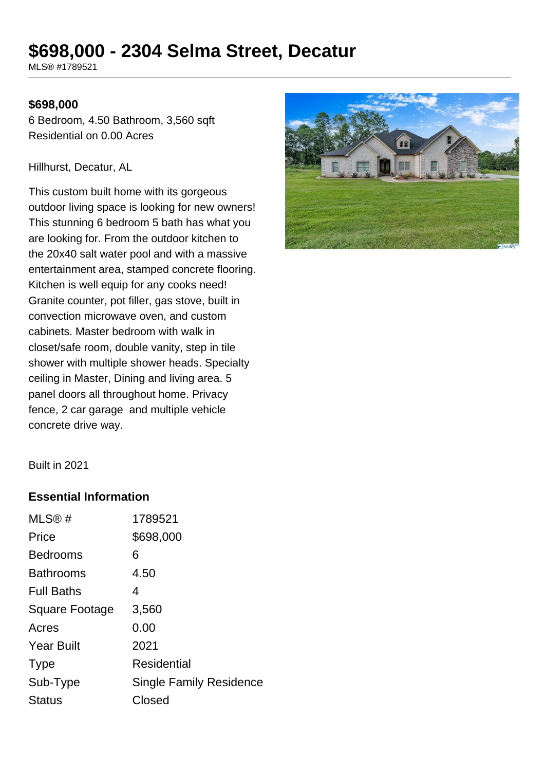# $698,000 - 2304 Selma Street, Decatur

MLS® #1789521

**$698,000**

6 Bedroom, 4.50 Bathroom, 3,560 sqft

Residential on 0.00 Acres

Hillhurst, Decatur, AL

This custom built home with its gorgeous outdoor living space is looking for new owners! This stunning 6 bedroom 5 bath has what you are looking for. From the outdoor kitchen to the 20x40 salt water pool and with a massive entertainment area, stamped concrete flooring. Kitchen is well equip for any cooks need! Granite counter, pot filler, gas stove, built in convection microwave oven, and custom cabinets. Master bedroom with walk in closet/safe room, double vanity, step in tile shower with multiple shower heads. Specialty ceiling in Master, Dining and living area. 5 panel doors all throughout home. Privacy fence, 2 car garage and multiple vehicle concrete drive way.

Built in 2021

## Essential Information

| | |
|---|---|
| MLS® # | 1789521 |
| Price | $698,000 |
| Bedrooms | 6 |
| Bathrooms | 4.50 |
| Full Baths | 4 |
| Square Footage | 3,560 |
| Acres | 0.00 |
| Year Built | 2021 |
| Type | Residential |
| Sub-Type | Single Family Residence |
| Status | Closed |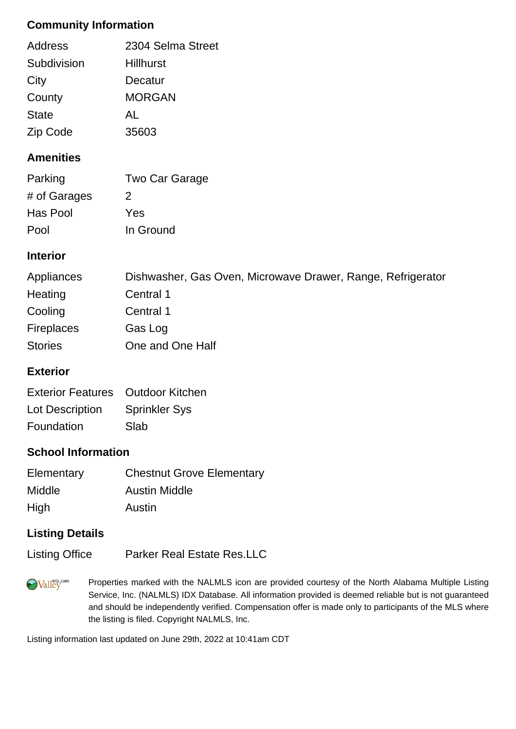## Community Information

| | |
|---|---|
| Address | 2304 Selma Street |
| Subdivision | Hillhurst |
| City | Decatur |
| County | MORGAN |
| State | AL |
| Zip Code | 35603 |

## Amenities

| | |
|---|---|
| Parking | Two Car Garage |
| # of Garages | 2 |
| Has Pool | Yes |
| Pool | In Ground |

## Interior

| | |
|---|---|
| Appliances | Dishwasher, Gas Oven, Microwave Drawer, Range, Refrigerator |
| Heating | Central 1 |
| Cooling | Central 1 |
| Fireplaces | Gas Log |
| Stories | One and One Half |

## Exterior

| | |
|---|---|
| Exterior Features | Outdoor Kitchen |
| Lot Description | Sprinkler Sys |
| Foundation | Slab |

## School Information

| | |
|---|---|
| Elementary | Chestnut Grove Elementary |
| Middle | Austin Middle |
| High | Austin |

## Listing Details

| | |
|---|---|
| Listing Office | Parker Real Estate Res.LLC |

Properties marked with the NALMLS icon are provided courtesy of the North Alabama Multiple Listing Service, Inc. (NALMLS) IDX Database. All information provided is deemed reliable but is not guaranteed and should be independently verified. Compensation offer is made only to participants of the MLS where the listing is filed. Copyright NALMLS, Inc.

Listing information last updated on June 29th, 2022 at 10:41am CDT